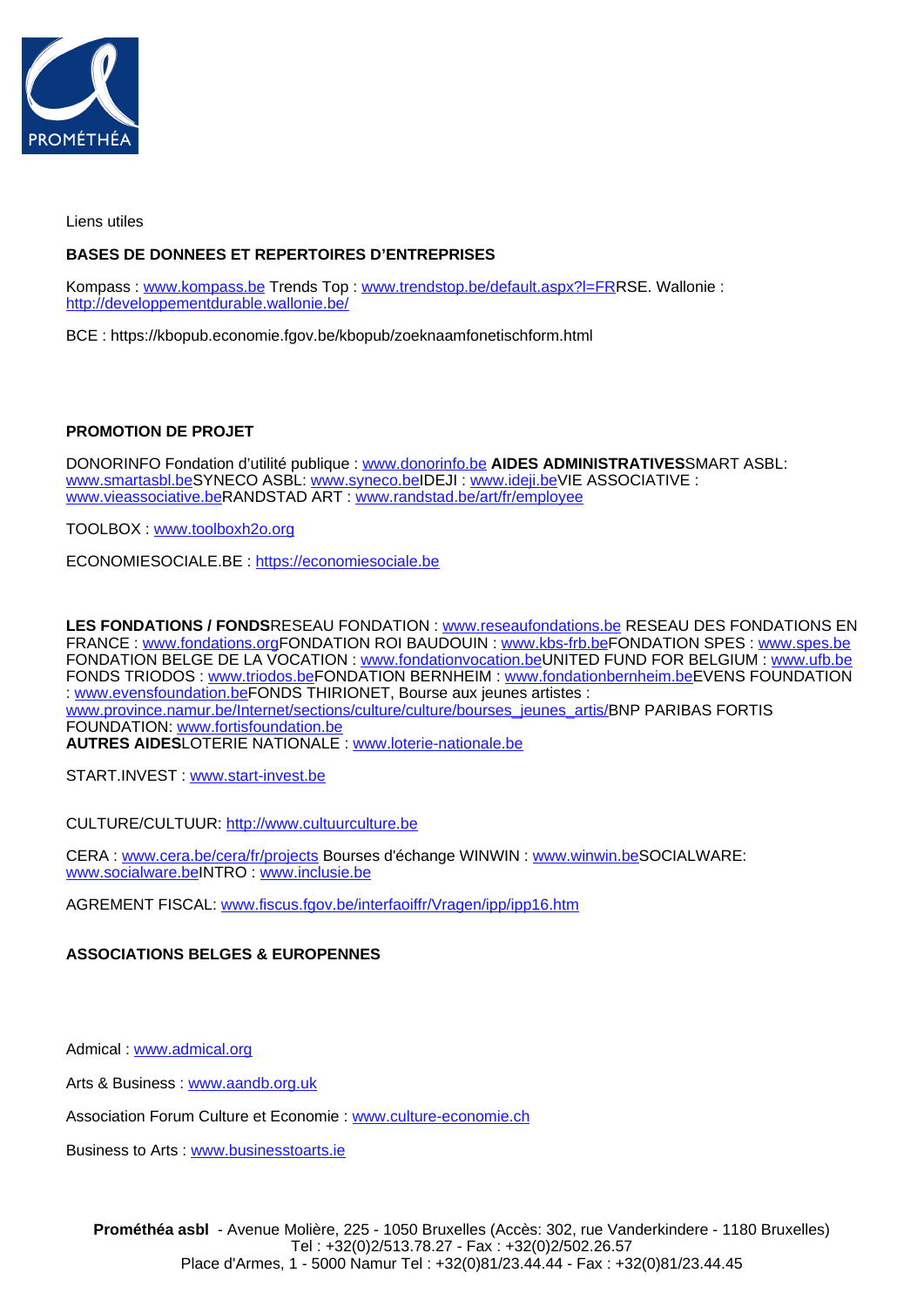Liens utiles

**BASES DE DONNEES ET REPERTOIRES D'ENTREPRISES**

Kompass : www.kompass.be Trends Top : www.trendstop.be/default.aspx?l=FRRSE. Wallonie : http://developpementdurable.wallonie.be/

BCE : https://kbopub.economie.fgov.be/kbopub/zoeknaamfonetischform.html

**PROMOTION DE PROJET**

DONORINFO Fondation d'utilité publique : www.donorinfo.be **AIDES ADMINISTRATIVES**SMART ASBL: www.smartasbl.beSYNECO ASBL: www.syneco.beIDEJI : www.ideji.beVIE ASSOCIATIVE : www.vieassociative.beRANDSTAD ART : www.randstad.be/art/fr/employee

TOOLBOX : www.toolboxh2o.org

ECONOMIESOCIALE.BE : https://economiesociale.be

**LES FONDATIONS / FONDS**RESEAU FONDATION : www.reseaufondations.be RESEAU DES FONDATIONS EN FRANCE : www.fondations.orgFONDATION ROI BAUDOUIN : www.kbs-frb.beFONDATION SPES : www.spes.be FONDATION BELGE DE LA VOCATION : www.fondationvocation.beUNITED FUND FOR BELGIUM : www.ufb.be FONDS TRIODOS : www.triodos.beFONDATION BERNHEIM : www.fondationbernheim.beEVENS FOUNDATION : www.evensfoundation.beFONDS THIRIONET, Bourse aux jeunes artistes : www.province.namur.be/Internet/sections/culture/culture/bourses_jeunes_artis/BNP PARIBAS FORTIS FOUNDATION: www.fortisfoundation.be
**AUTRES AIDES**LOTERIE NATIONALE : www.loterie-nationale.be

START.INVEST : www.start-invest.be

CULTURE/CULTUUR: http://www.cultuurculture.be

CERA : www.cera.be/cera/fr/projects Bourses d'échange WINWIN : www.winwin.beSOCIALWARE: www.socialware.beINTRO : www.inclusie.be

AGREMENT FISCAL: www.fiscus.fgov.be/interfaoiffr/Vragen/ipp/ipp16.htm

**ASSOCIATIONS BELGES & EUROPENNES**

Admical : www.admical.org

Arts & Business : www.aandb.org.uk

Association Forum Culture et Economie : www.culture-economie.ch

Business to Arts : www.businesstoarts.ie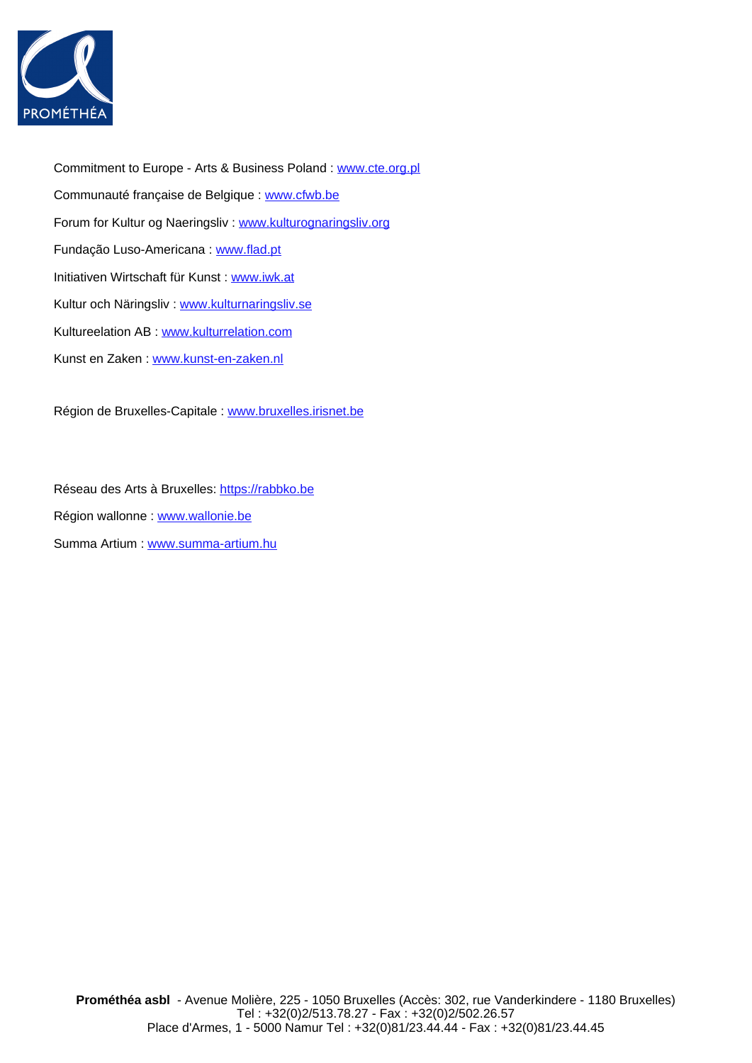Commitment to Europe - Arts & Business Poland : www.cte.org.pl

Communauté française de Belgique : www.cfwb.be

Forum for Kultur og Naeringsliv : www.kulturognaringsliv.org

Fundação Luso-Americana : www.flad.pt

Initiativen Wirtschaft für Kunst : www.iwk.at

Kultur och Näringsliv : www.kulturnaringsliv.se

Kultureelation AB : www.kulturrelation.com

Kunst en Zaken : www.kunst-en-zaken.nl

Région de Bruxelles-Capitale : www.bruxelles.irisnet.be

Réseau des Arts à Bruxelles: https://rabbko.be

Région wallonne : www.wallonie.be

Summa Artium : www.summa-artium.hu

**Prométhéa asbl** - Avenue Molière, 225 - 1050 Bruxelles (Accès: 302, rue Vanderkindere - 1180 Bruxelles)
Tel : +32(0)2/513.78.27 - Fax : +32(0)2/502.26.57
Place d'Armes, 1 - 5000 Namur Tel : +32(0)81/23.44.44 - Fax : +32(0)81/23.44.45